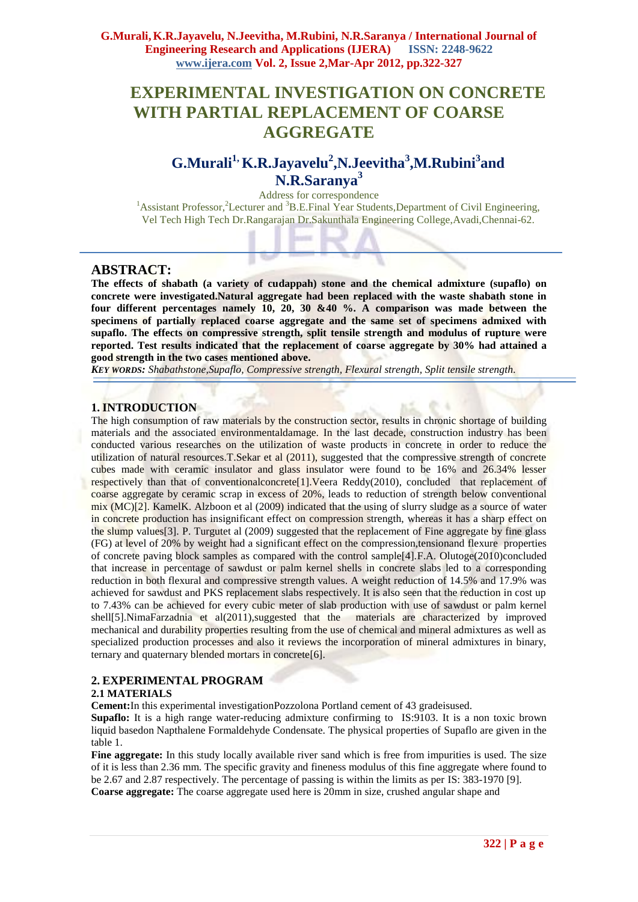# EXPERIMENTAL INVESTIGATION ON CONCRETE WITH PARTIAL REPLACEMENT OF COARSE AGGREGATE

## G.Murali[1], K.R.Jayavelu[2],N.Jeevitha[3],M.Rubini[3]and N.R.Saranya[3]

Address for correspondence

[1]Assistant Professor,[2]Lecturer and [3]B.E.Final Year Students,Department of Civil Engineering, Vel Tech High Tech Dr.Rangarajan Dr.Sakunthala Engineering College,Avadi,Chennai-62.

## ABSTRACT:

**The effects of shabath (a variety of cudappah) stone and the chemical admixture (supaflo) on concrete were investigated.Natural aggregate had been replaced with the waste shabath stone in four different percentages namely 10, 20, 30 &40 %. A comparison was made between the specimens of partially replaced coarse aggregate and the same set of specimens admixed with supaflo. The effects on compressive strength, split tensile strength and modulus of rupture were reported. Test results indicated that the replacement of coarse aggregate by 30% had attained a good strength in the two cases mentioned above.**

***KEY WORDS:*** *Shabathstone,Supaflo, Compressive strength, Flexural strength, Split tensile strength.*

## 1. INTRODUCTION

The high consumption of raw materials by the construction sector, results in chronic shortage of building materials and the associated environmentaldamage. In the last decade, construction industry has been conducted various researches on the utilization of waste products in concrete in order to reduce the utilization of natural resources.T.Sekar et al (2011), suggested that the compressive strength of concrete cubes made with ceramic insulator and glass insulator were found to be 16% and 26.34% lesser respectively than that of conventionalconcrete[1].Veera Reddy(2010), concluded that replacement of coarse aggregate by ceramic scrap in excess of 20%, leads to reduction of strength below conventional mix (MC)[2]. KamelK. Alzboon et al (2009) indicated that the using of slurry sludge as a source of water in concrete production has insignificant effect on compression strength, whereas it has a sharp effect on the slump values[3]. P. Turgutet al (2009) suggested that the replacement of Fine aggregate by fine glass (FG) at level of 20% by weight had a significant effect on the compression,tensionand flexure properties of concrete paving block samples as compared with the control sample[4].F.A. Olutoge(2010)concluded that increase in percentage of sawdust or palm kernel shells in concrete slabs led to a corresponding reduction in both flexural and compressive strength values. A weight reduction of 14.5% and 17.9% was achieved for sawdust and PKS replacement slabs respectively. It is also seen that the reduction in cost up to 7.43% can be achieved for every cubic meter of slab production with use of sawdust or palm kernel shell[5].NimaFarzadnia et al(2011),suggested that the materials are characterized by improved mechanical and durability properties resulting from the use of chemical and mineral admixtures as well as specialized production processes and also it reviews the incorporation of mineral admixtures in binary, ternary and quaternary blended mortars in concrete[6].

## 2. EXPERIMENTAL PROGRAM

### 2.1 MATERIALS

**Cement:**In this experimental investigationPozzolona Portland cement of 43 gradeisused.

**Supaflo:** It is a high range water-reducing admixture confirming to IS:9103. It is a non toxic brown liquid basedon Napthalene Formaldehyde Condensate. The physical properties of Supaflo are given in the table 1.

**Fine aggregate:** In this study locally available river sand which is free from impurities is used. The size of it is less than 2.36 mm. The specific gravity and fineness modulus of this fine aggregate where found to be 2.67 and 2.87 respectively. The percentage of passing is within the limits as per IS: 383-1970 [9].

**Coarse aggregate:** The coarse aggregate used here is 20mm in size, crushed angular shape and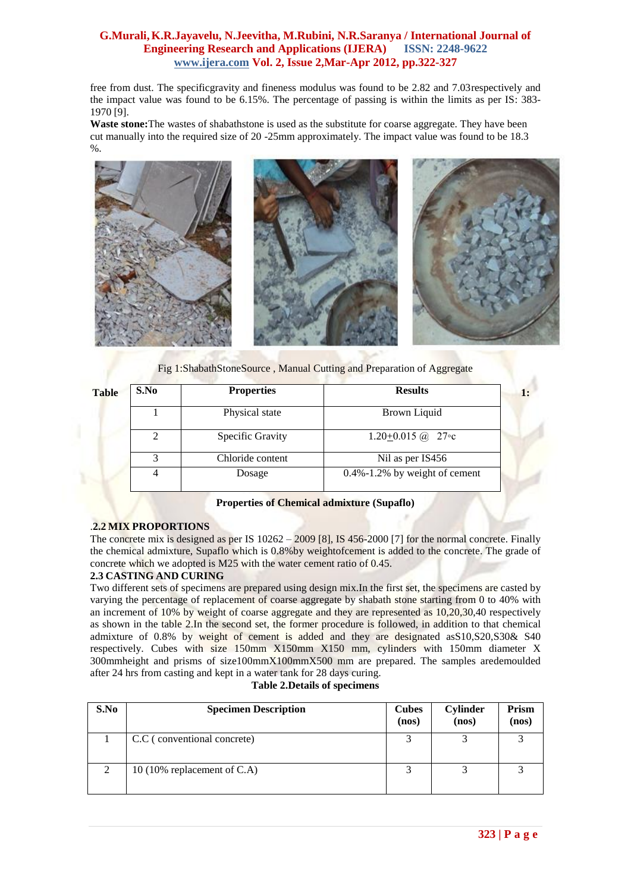free from dust. The specificgravity and fineness modulus was found to be 2.82 and 7.03respectively and the impact value was found to be 6.15%. The percentage of passing is within the limits as per IS: 383-1970 [9].

**Waste stone:**The wastes of shabathstone is used as the substitute for coarse aggregate. They have been cut manually into the required size of 20 -25mm approximately. The impact value was found to be 18.3 %.

Fig 1:ShabathStoneSource , Manual Cutting and Preparation of Aggregate

**Table 1:**

| S.No | Properties | Results |
|---|---|---|
| 1 | Physical state | Brown Liquid |
| 2 | Specific Gravity | $1.20\pm0.015$ @ 27◦c |
| 3 | Chloride content | Nil as per IS456 |
| 4 | Dosage | 0.4%-1.2% by weight of cement |

**Properties of Chemical admixture (Supaflo)**

### .2.2 MIX PROPORTIONS

The concrete mix is designed as per IS 10262 – 2009 [8], IS 456-2000 [7] for the normal concrete. Finally the chemical admixture, Supaflo which is 0.8%by weightofcement is added to the concrete. The grade of concrete which we adopted is M25 with the water cement ratio of 0.45.

### 2.3 CASTING AND CURING

Two different sets of specimens are prepared using design mix.In the first set, the specimens are casted by varying the percentage of replacement of coarse aggregate by shabath stone starting from 0 to 40% with an increment of 10% by weight of coarse aggregate and they are represented as 10,20,30,40 respectively as shown in the table 2.In the second set, the former procedure is followed, in addition to that chemical admixture of 0.8% by weight of cement is added and they are designated asS10,S20,S30& S40 respectively. Cubes with size 150mm X150mm X150 mm, cylinders with 150mm diameter X 300mmheight and prisms of size100mmX100mmX500 mm are prepared. The samples aredemoulded after 24 hrs from casting and kept in a water tank for 28 days curing.

**Table 2.Details of specimens**

| S.No | Specimen Description | Cubes (nos) | Cylinder (nos) | Prism (nos) |
|---|---|---|---|---|
| 1 | C.C ( conventional concrete) | 3 | 3 | 3 |
| 2 | 10 (10% replacement of C.A) | 3 | 3 | 3 |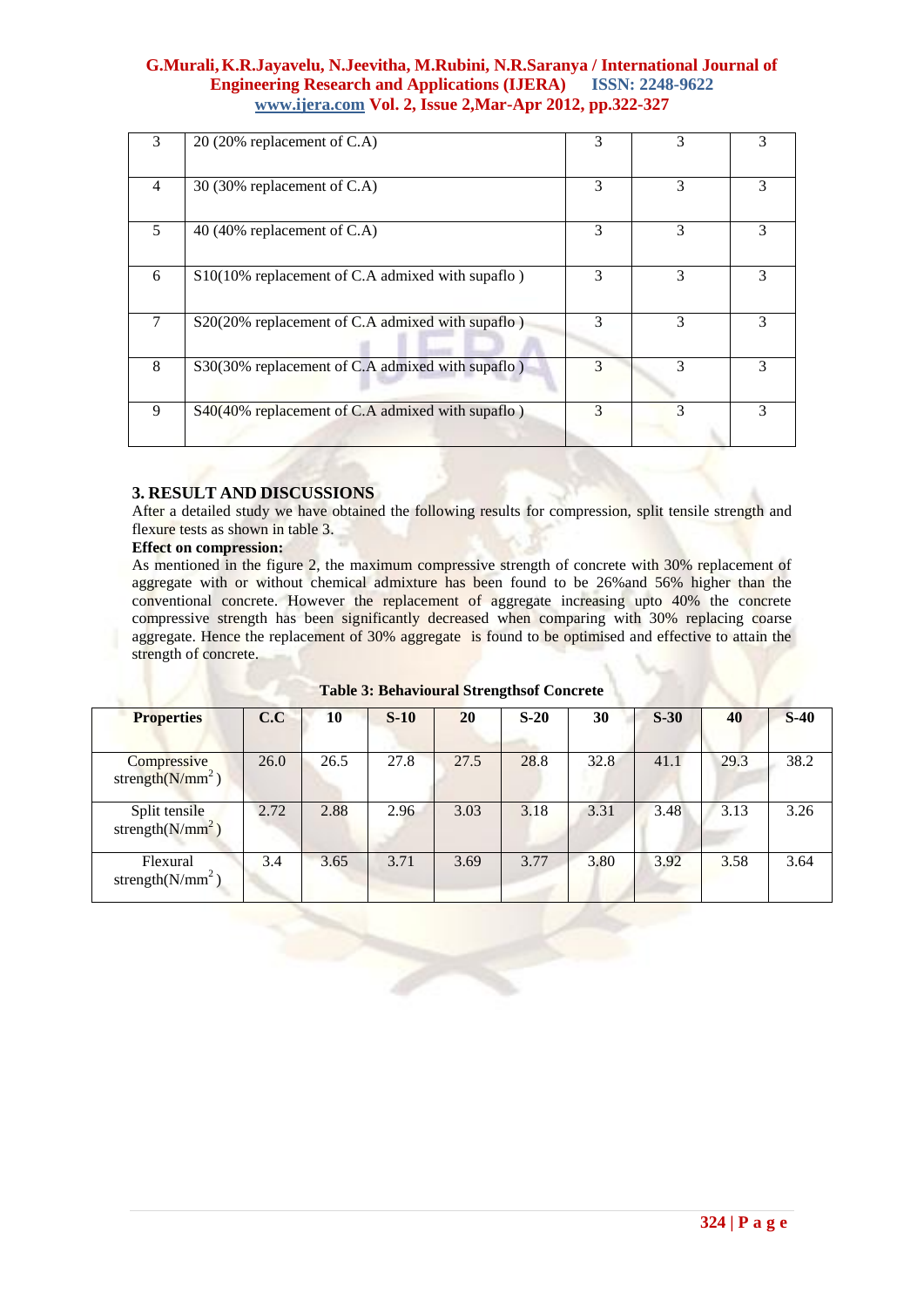| 3 | 20 (20% replacement of C.A) | 3 | 3 | 3 |
|---|---|---|---|---|
| 4 | 30 (30% replacement of C.A) | 3 | 3 | 3 |
| 5 | 40 (40% replacement of C.A) | 3 | 3 | 3 |
| 6 | S10(10% replacement of C.A admixed with supaflo ) | 3 | 3 | 3 |
| 7 | S20(20% replacement of C.A admixed with supaflo ) | 3 | 3 | 3 |
| 8 | S30(30% replacement of C.A admixed with supaflo ) | 3 | 3 | 3 |
| 9 | S40(40% replacement of C.A admixed with supaflo ) | 3 | 3 | 3 |

### 3. RESULT AND DISCUSSIONS

After a detailed study we have obtained the following results for compression, split tensile strength and flexure tests as shown in table 3.

**Effect on compression:**

As mentioned in the figure 2, the maximum compressive strength of concrete with 30% replacement of aggregate with or without chemical admixture has been found to be 26%and 56% higher than the conventional concrete. However the replacement of aggregate increasing upto 40% the concrete compressive strength has been significantly decreased when comparing with 30% replacing coarse aggregate. Hence the replacement of 30% aggregate is found to be optimised and effective to attain the strength of concrete.

**Table 3: Behavioural Strengthsof Concrete**

| Properties | C.C | 10 | S-10 | 20 | S-20 | 30 | S-30 | 40 | S-40 |
|---|---|---|---|---|---|---|---|---|---|
| Compressive strength($N/mm^2$ ) | 26.0 | 26.5 | 27.8 | 27.5 | 28.8 | 32.8 | 41.1 | 29.3 | 38.2 |
| Split tensile strength($N/mm^2$ ) | 2.72 | 2.88 | 2.96 | 3.03 | 3.18 | 3.31 | 3.48 | 3.13 | 3.26 |
| Flexural strength($N/mm^2$ ) | 3.4 | 3.65 | 3.71 | 3.69 | 3.77 | 3.80 | 3.92 | 3.58 | 3.64 |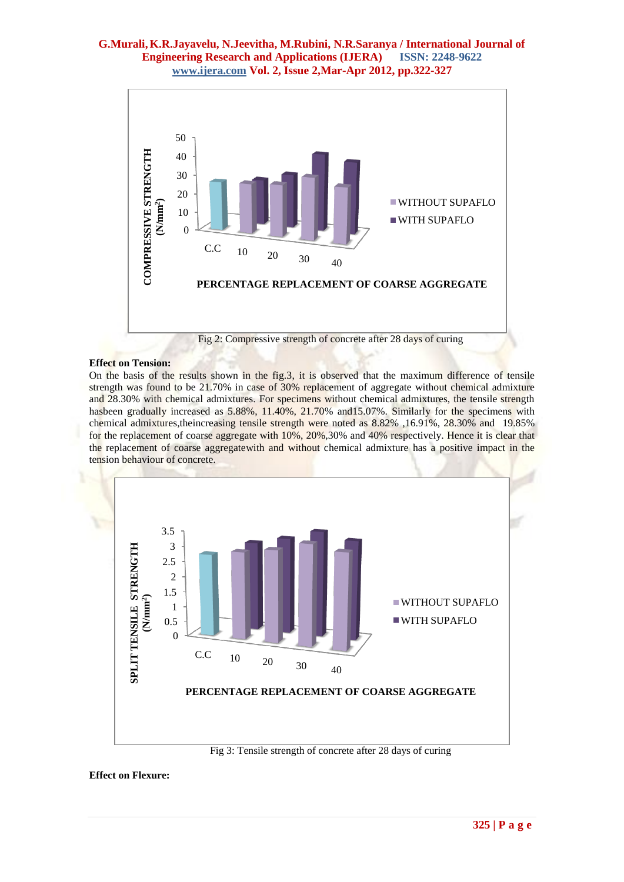Fig 2: Compressive strength of concrete after 28 days of curing

**Effect on Tension:**

On the basis of the results shown in the fig.3, it is observed that the maximum difference of tensile strength was found to be 21.70% in case of 30% replacement of aggregate without chemical admixture and 28.30% with chemical admixtures. For specimens without chemical admixtures, the tensile strength hasbeen gradually increased as 5.88%, 11.40%, 21.70% and15.07%. Similarly for the specimens with chemical admixtures,theincreasing tensile strength were noted as 8.82% ,16.91%, 28.30% and 19.85% for the replacement of coarse aggregate with 10%, 20%,30% and 40% respectively. Hence it is clear that the replacement of coarse aggregatewith and without chemical admixture has a positive impact in the tension behaviour of concrete.

Fig 3: Tensile strength of concrete after 28 days of curing

**Effect on Flexure:**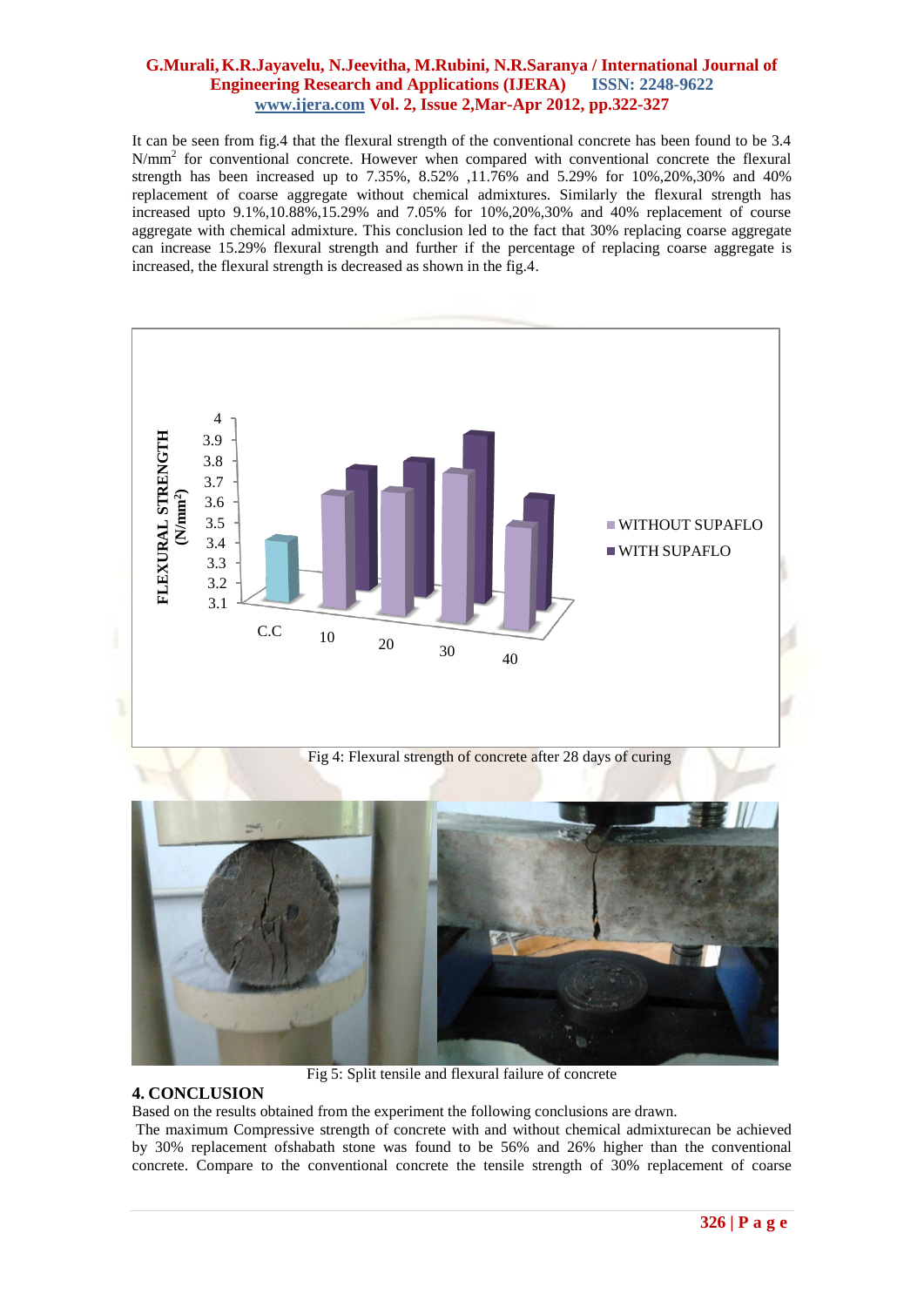It can be seen from fig.4 that the flexural strength of the conventional concrete has been found to be 3.4 N/mm$^2$ for conventional concrete. However when compared with conventional concrete the flexural strength has been increased up to 7.35%, 8.52% ,11.76% and 5.29% for 10%,20%,30% and 40% replacement of coarse aggregate without chemical admixtures. Similarly the flexural strength has increased upto 9.1%,10.88%,15.29% and 7.05% for 10%,20%,30% and 40% replacement of course aggregate with chemical admixture. This conclusion led to the fact that 30% replacing coarse aggregate can increase 15.29% flexural strength and further if the percentage of replacing coarse aggregate is increased, the flexural strength is decreased as shown in the fig.4.

Fig 4: Flexural strength of concrete after 28 days of curing

Fig 5: Split tensile and flexural failure of concrete

## 4. CONCLUSION

Based on the results obtained from the experiment the following conclusions are drawn.

The maximum Compressive strength of concrete with and without chemical admixturecan be achieved by 30% replacement ofshabath stone was found to be 56% and 26% higher than the conventional concrete. Compare to the conventional concrete the tensile strength of 30% replacement of coarse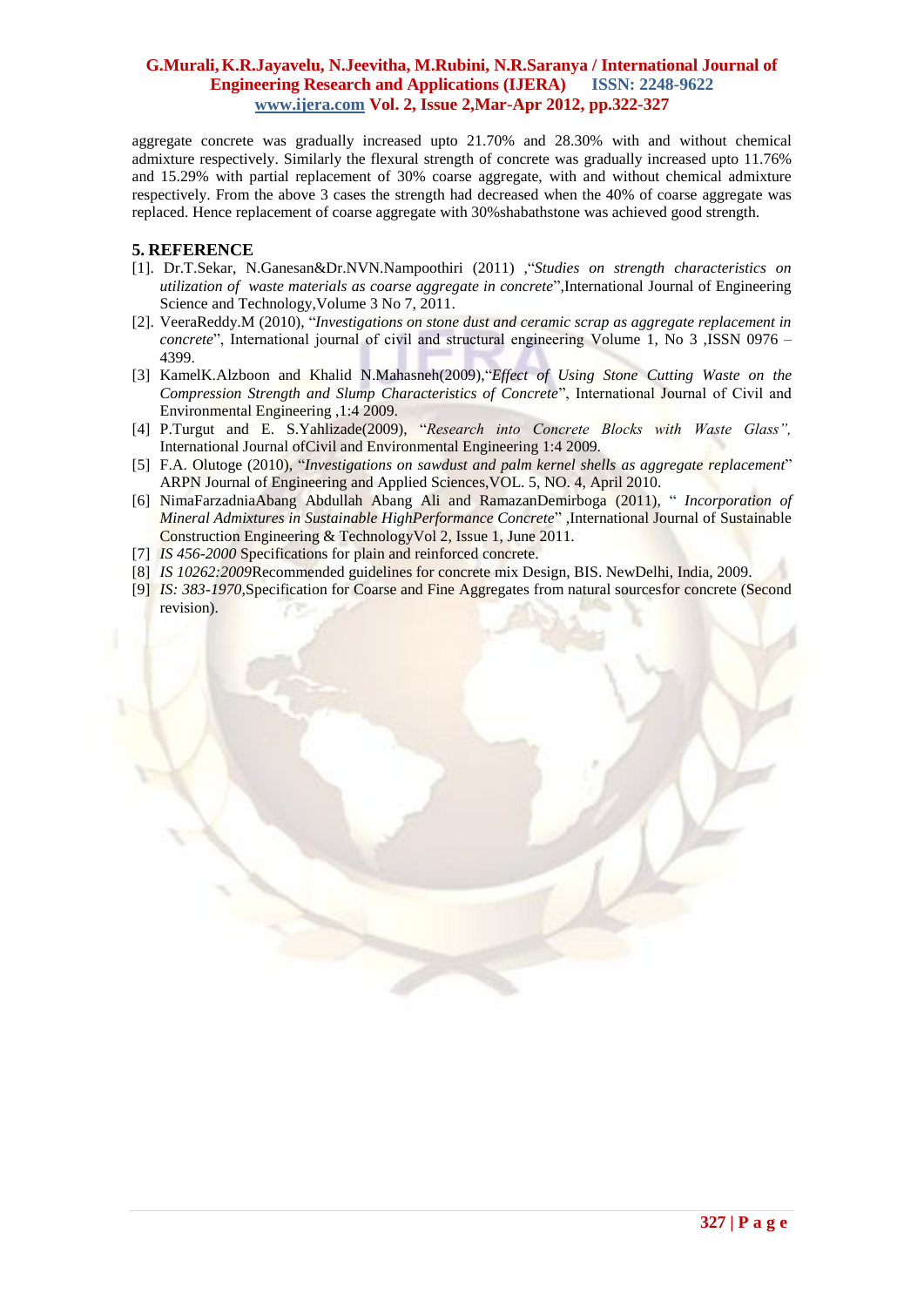aggregate concrete was gradually increased upto 21.70% and 28.30% with and without chemical admixture respectively. Similarly the flexural strength of concrete was gradually increased upto 11.76% and 15.29% with partial replacement of 30% coarse aggregate, with and without chemical admixture respectively. From the above 3 cases the strength had decreased when the 40% of coarse aggregate was replaced. Hence replacement of coarse aggregate with 30%shabathstone was achieved good strength.

## 5. REFERENCE

[1]. Dr.T.Sekar, N.Ganesan&Dr.NVN.Nampoothiri (2011) ,"*Studies on strength characteristics on utilization of waste materials as coarse aggregate in concrete*",International Journal of Engineering Science and Technology,Volume 3 No 7, 2011.

[2]. VeeraReddy.M (2010), "*Investigations on stone dust and ceramic scrap as aggregate replacement in concrete*", International journal of civil and structural engineering Volume 1, No 3 ,ISSN 0976 – 4399.

[3] KamelK.Alzboon and Khalid N.Mahasneh(2009),"*Effect of Using Stone Cutting Waste on the Compression Strength and Slump Characteristics of Concrete*", International Journal of Civil and Environmental Engineering ,1:4 2009.

[4] P.Turgut and E. S.Yahlizade(2009), "*Research into Concrete Blocks with Waste Glass",* International Journal ofCivil and Environmental Engineering 1:4 2009.

[5] F.A. Olutoge (2010), "*Investigations on sawdust and palm kernel shells as aggregate replacement*" ARPN Journal of Engineering and Applied Sciences,VOL. 5, NO. 4, April 2010.

[6] NimaFarzadniaAbang Abdullah Abang Ali and RamazanDemirboga (2011), " *Incorporation of Mineral Admixtures in Sustainable HighPerformance Concrete*" ,International Journal of Sustainable Construction Engineering & TechnologyVol 2, Issue 1, June 2011.

[7] *IS 456-2000* Specifications for plain and reinforced concrete.

[8] *IS 10262:2009*Recommended guidelines for concrete mix Design, BIS. NewDelhi, India, 2009.

[9] *IS: 383-1970,*Specification for Coarse and Fine Aggregates from natural sourcesfor concrete (Second revision).